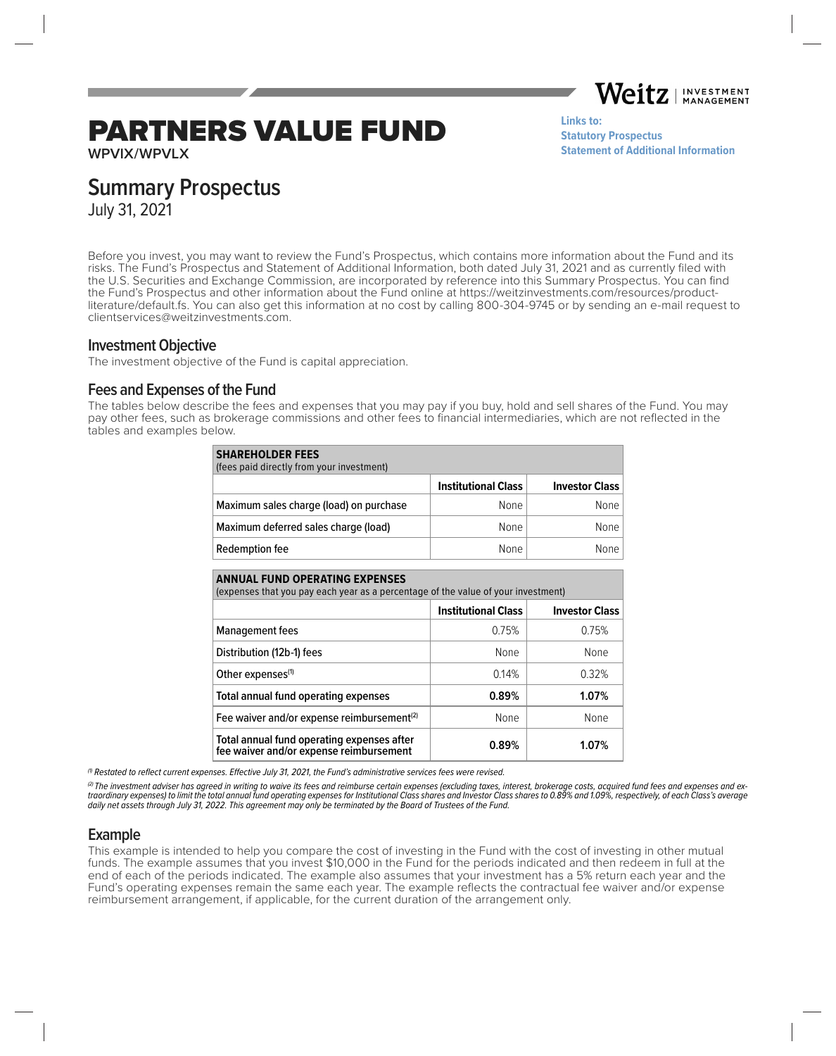Weitz | INVESTMENT MANAGEMENT

# PARTNERS VALUE FUND

**WPVIX/WPVLX**

**Links to:**
**Statutory Prospectus**
**Statement of Additional Information**

## Summary Prospectus

July 31, 2021

Before you invest, you may want to review the Fund's Prospectus, which contains more information about the Fund and its risks. The Fund's Prospectus and Statement of Additional Information, both dated July 31, 2021 and as currently filed with the U.S. Securities and Exchange Commission, are incorporated by reference into this Summary Prospectus. You can find the Fund's Prospectus and other information about the Fund online at https://weitzinvestments.com/resources/product-literature/default.fs. You can also get this information at no cost by calling 800-304-9745 or by sending an e-mail request to clientservices@weitzinvestments.com.

### Investment Objective

The investment objective of the Fund is capital appreciation.

### Fees and Expenses of the Fund

The tables below describe the fees and expenses that you may pay if you buy, hold and sell shares of the Fund. You may pay other fees, such as brokerage commissions and other fees to financial intermediaries, which are not reflected in the tables and examples below.

| **SHAREHOLDER FEES** (fees paid directly from your investment) | | |
|---|---|---|
| | **Institutional Class** | **Investor Class** |
| Maximum sales charge (load) on purchase | None | None |
| Maximum deferred sales charge (load) | None | None |
| Redemption fee | None | None |

| **ANNUAL FUND OPERATING EXPENSES** (expenses that you pay each year as a percentage of the value of your investment) | | |
|---|---|---|
| | **Institutional Class** | **Investor Class** |
| Management fees | 0.75% | 0.75% |
| Distribution (12b-1) fees | None | None |
| Other expenses[1] | 0.14% | 0.32% |
| **Total annual fund operating expenses** | **0.89%** | **1.07%** |
| Fee waiver and/or expense reimbursement[2] | None | None |
| **Total annual fund operating expenses after fee waiver and/or expense reimbursement** | **0.89%** | **1.07%** |

*[1] Restated to reflect current expenses. Effective July 31, 2021, the Fund's administrative services fees were revised.*

*[2] The investment adviser has agreed in writing to waive its fees and reimburse certain expenses (excluding taxes, interest, brokerage costs, acquired fund fees and expenses and extraordinary expenses) to limit the total annual fund operating expenses for Institutional Class shares and Investor Class shares to 0.89% and 1.09%, respectively, of each Class's average daily net assets through July 31, 2022. This agreement may only be terminated by the Board of Trustees of the Fund.*

### Example

This example is intended to help you compare the cost of investing in the Fund with the cost of investing in other mutual funds. The example assumes that you invest $10,000 in the Fund for the periods indicated and then redeem in full at the end of each of the periods indicated. The example also assumes that your investment has a 5% return each year and the Fund's operating expenses remain the same each year. The example reflects the contractual fee waiver and/or expense reimbursement arrangement, if applicable, for the current duration of the arrangement only.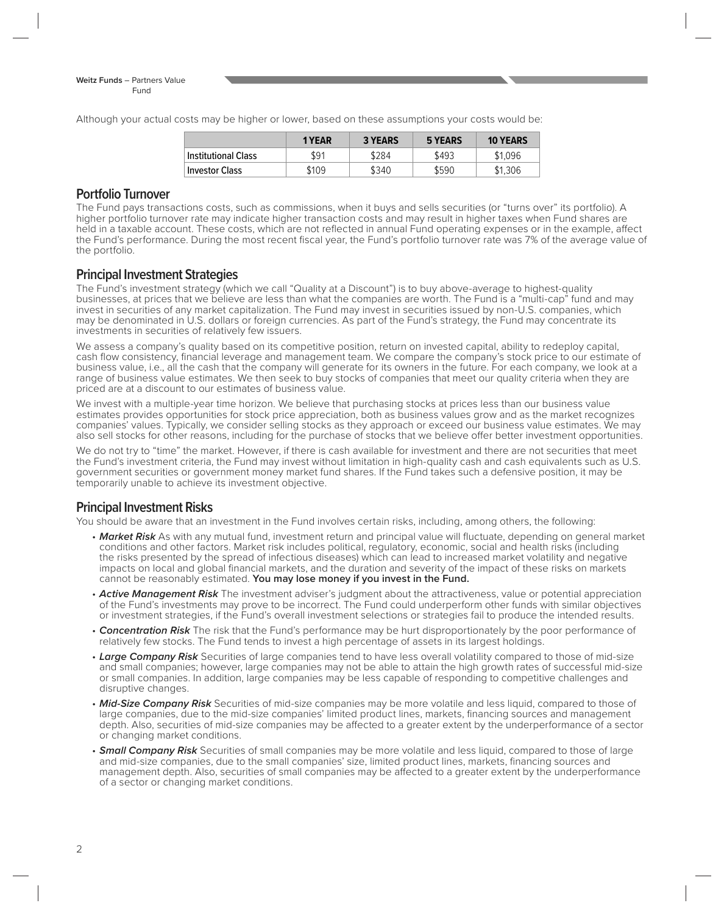Although your actual costs may be higher or lower, based on these assumptions your costs would be:

| | 1 YEAR | 3 YEARS | 5 YEARS | 10 YEARS |
|---|---|---|---|---|
| Institutional Class | $91 | $284 | $493 | $1,096 |
| Investor Class | $109 | $340 | $590 | $1,306 |

## Portfolio Turnover

The Fund pays transactions costs, such as commissions, when it buys and sells securities (or "turns over" its portfolio). A higher portfolio turnover rate may indicate higher transaction costs and may result in higher taxes when Fund shares are held in a taxable account. These costs, which are not reflected in annual Fund operating expenses or in the example, affect the Fund's performance. During the most recent fiscal year, the Fund's portfolio turnover rate was 7% of the average value of the portfolio.

## Principal Investment Strategies

The Fund's investment strategy (which we call "Quality at a Discount") is to buy above-average to highest-quality businesses, at prices that we believe are less than what the companies are worth. The Fund is a "multi-cap" fund and may invest in securities of any market capitalization. The Fund may invest in securities issued by non-U.S. companies, which may be denominated in U.S. dollars or foreign currencies. As part of the Fund's strategy, the Fund may concentrate its investments in securities of relatively few issuers.

We assess a company's quality based on its competitive position, return on invested capital, ability to redeploy capital, cash flow consistency, financial leverage and management team. We compare the company's stock price to our estimate of business value, i.e., all the cash that the company will generate for its owners in the future. For each company, we look at a range of business value estimates. We then seek to buy stocks of companies that meet our quality criteria when they are priced are at a discount to our estimates of business value.

We invest with a multiple-year time horizon. We believe that purchasing stocks at prices less than our business value estimates provides opportunities for stock price appreciation, both as business values grow and as the market recognizes companies' values. Typically, we consider selling stocks as they approach or exceed our business value estimates. We may also sell stocks for other reasons, including for the purchase of stocks that we believe offer better investment opportunities.

We do not try to "time" the market. However, if there is cash available for investment and there are not securities that meet the Fund's investment criteria, the Fund may invest without limitation in high-quality cash and cash equivalents such as U.S. government securities or government money market fund shares. If the Fund takes such a defensive position, it may be temporarily unable to achieve its investment objective.

## Principal Investment Risks

You should be aware that an investment in the Fund involves certain risks, including, among others, the following:

- ***Market Risk*** As with any mutual fund, investment return and principal value will fluctuate, depending on general market conditions and other factors. Market risk includes political, regulatory, economic, social and health risks (including the risks presented by the spread of infectious diseases) which can lead to increased market volatility and negative impacts on local and global financial markets, and the duration and severity of the impact of these risks on markets cannot be reasonably estimated. **You may lose money if you invest in the Fund.**
- ***Active Management Risk*** The investment adviser's judgment about the attractiveness, value or potential appreciation of the Fund's investments may prove to be incorrect. The Fund could underperform other funds with similar objectives or investment strategies, if the Fund's overall investment selections or strategies fail to produce the intended results.
- ***Concentration Risk*** The risk that the Fund's performance may be hurt disproportionately by the poor performance of relatively few stocks. The Fund tends to invest a high percentage of assets in its largest holdings.
- ***Large Company Risk*** Securities of large companies tend to have less overall volatility compared to those of mid-size and small companies; however, large companies may not be able to attain the high growth rates of successful mid-size or small companies. In addition, large companies may be less capable of responding to competitive challenges and disruptive changes.
- ***Mid-Size Company Risk*** Securities of mid-size companies may be more volatile and less liquid, compared to those of large companies, due to the mid-size companies' limited product lines, markets, financing sources and management depth. Also, securities of mid-size companies may be affected to a greater extent by the underperformance of a sector or changing market conditions.
- ***Small Company Risk*** Securities of small companies may be more volatile and less liquid, compared to those of large and mid-size companies, due to the small companies' size, limited product lines, markets, financing sources and management depth. Also, securities of small companies may be affected to a greater extent by the underperformance of a sector or changing market conditions.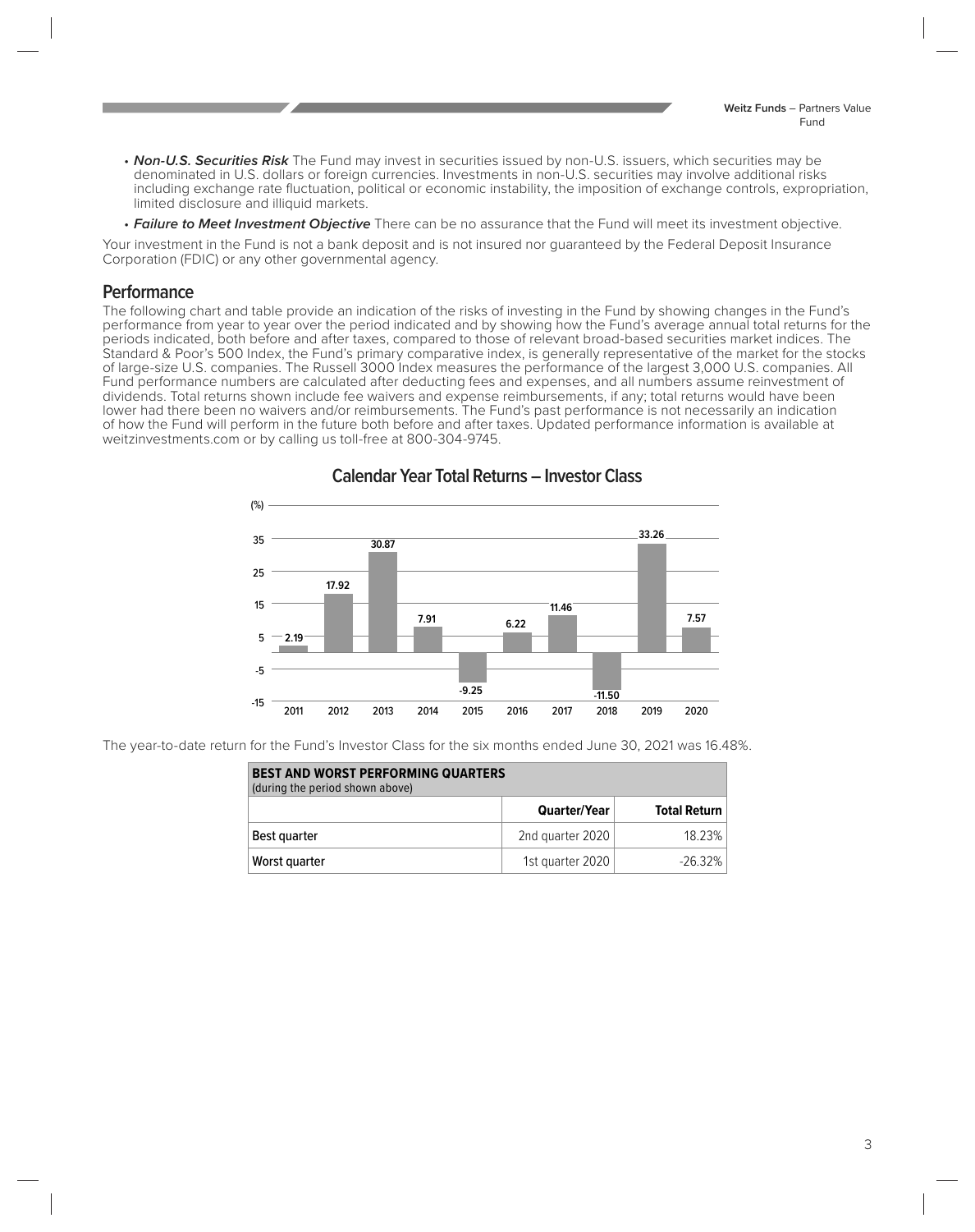- ***Non-U.S. Securities Risk*** The Fund may invest in securities issued by non-U.S. issuers, which securities may be denominated in U.S. dollars or foreign currencies. Investments in non-U.S. securities may involve additional risks including exchange rate fluctuation, political or economic instability, the imposition of exchange controls, expropriation, limited disclosure and illiquid markets.
- ***Failure to Meet Investment Objective*** There can be no assurance that the Fund will meet its investment objective.

Your investment in the Fund is not a bank deposit and is not insured nor guaranteed by the Federal Deposit Insurance Corporation (FDIC) or any other governmental agency.

## Performance

The following chart and table provide an indication of the risks of investing in the Fund by showing changes in the Fund's performance from year to year over the period indicated and by showing how the Fund's average annual total returns for the periods indicated, both before and after taxes, compared to those of relevant broad-based securities market indices. The Standard & Poor's 500 Index, the Fund's primary comparative index, is generally representative of the market for the stocks of large-size U.S. companies. The Russell 3000 Index measures the performance of the largest 3,000 U.S. companies. All Fund performance numbers are calculated after deducting fees and expenses, and all numbers assume reinvestment of dividends. Total returns shown include fee waivers and expense reimbursements, if any; total returns would have been lower had there been no waivers and/or reimbursements. The Fund's past performance is not necessarily an indication of how the Fund will perform in the future both before and after taxes. Updated performance information is available at weitzinvestments.com or by calling us toll-free at 800-304-9745.

### Calendar Year Total Returns – Investor Class

| Year | (%) |
|---|---|
| 2011 | 2.19 |
| 2012 | 17.92 |
| 2013 | 30.87 |
| 2014 | 7.91 |
| 2015 | -9.25 |
| 2016 | 6.22 |
| 2017 | 11.46 |
| 2018 | -11.50 |
| 2019 | 33.26 |
| 2020 | 7.57 |

The year-to-date return for the Fund's Investor Class for the six months ended June 30, 2021 was 16.48%.

| **BEST AND WORST PERFORMING QUARTERS** (during the period shown above) | | |
|---|---|---|
| | **Quarter/Year** | **Total Return** |
| Best quarter | 2nd quarter 2020 | 18.23% |
| Worst quarter | 1st quarter 2020 | -26.32% |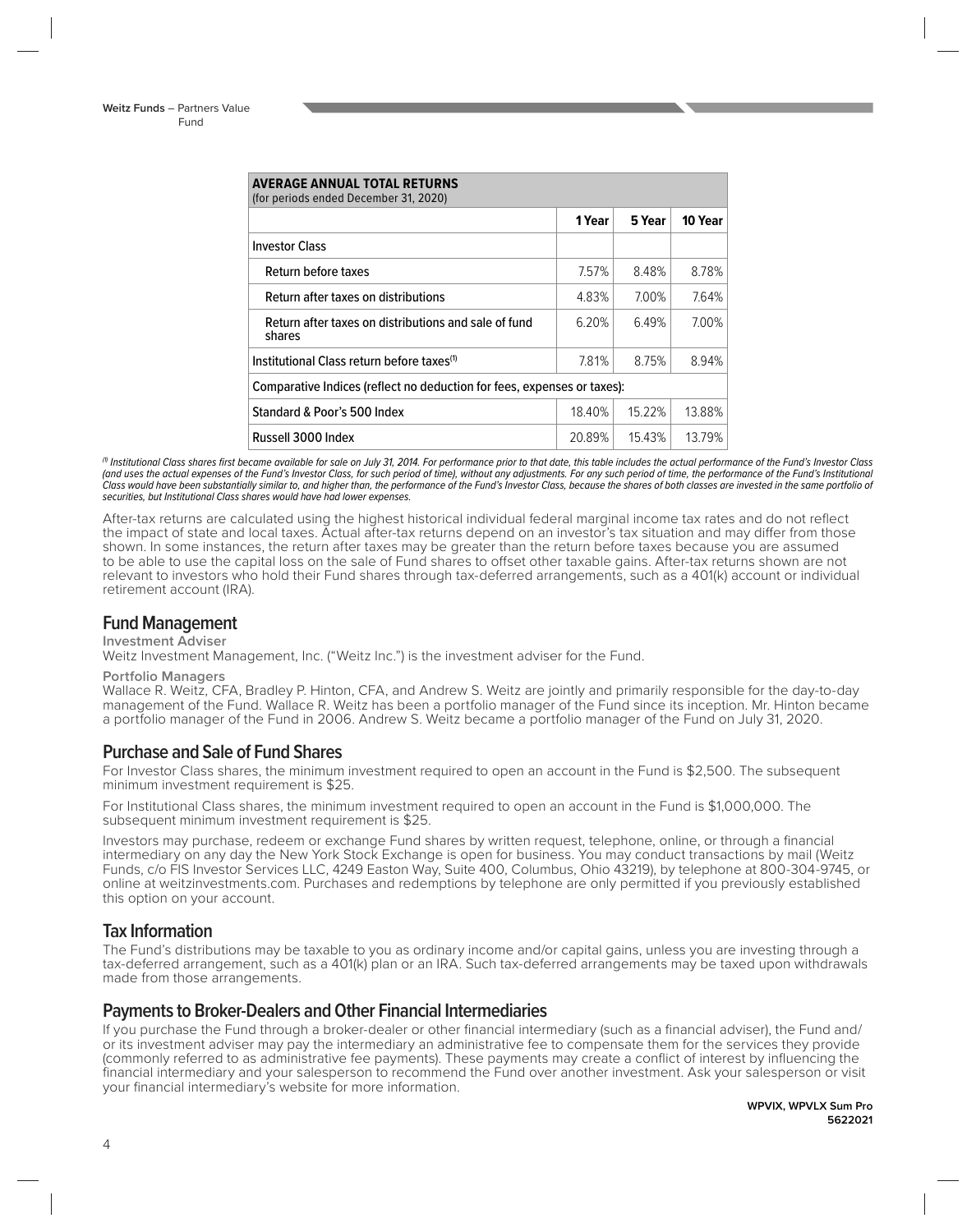| **AVERAGE ANNUAL TOTAL RETURNS** (for periods ended December 31, 2020) | | | |
|---|---|---|---|
| | **1 Year** | **5 Year** | **10 Year** |
| Investor Class | | | |
| Return before taxes | 7.57% | 8.48% | 8.78% |
| Return after taxes on distributions | 4.83% | 7.00% | 7.64% |
| Return after taxes on distributions and sale of fund shares | 6.20% | 6.49% | 7.00% |
| Institutional Class return before taxes[1] | 7.81% | 8.75% | 8.94% |
| Comparative Indices (reflect no deduction for fees, expenses or taxes): | | | |
| Standard & Poor's 500 Index | 18.40% | 15.22% | 13.88% |
| Russell 3000 Index | 20.89% | 15.43% | 13.79% |

*[1] Institutional Class shares first became available for sale on July 31, 2014. For performance prior to that date, this table includes the actual performance of the Fund's Investor Class (and uses the actual expenses of the Fund's Investor Class, for such period of time), without any adjustments. For any such period of time, the performance of the Fund's Institutional Class would have been substantially similar to, and higher than, the performance of the Fund's Investor Class, because the shares of both classes are invested in the same portfolio of securities, but Institutional Class shares would have had lower expenses.*

After-tax returns are calculated using the highest historical individual federal marginal income tax rates and do not reflect the impact of state and local taxes. Actual after-tax returns depend on an investor's tax situation and may differ from those shown. In some instances, the return after taxes may be greater than the return before taxes because you are assumed to be able to use the capital loss on the sale of Fund shares to offset other taxable gains. After-tax returns shown are not relevant to investors who hold their Fund shares through tax-deferred arrangements, such as a 401(k) account or individual retirement account (IRA).

## Fund Management

**Investment Adviser**

Weitz Investment Management, Inc. ("Weitz Inc.") is the investment adviser for the Fund.

**Portfolio Managers**

Wallace R. Weitz, CFA, Bradley P. Hinton, CFA, and Andrew S. Weitz are jointly and primarily responsible for the day-to-day management of the Fund. Wallace R. Weitz has been a portfolio manager of the Fund since its inception. Mr. Hinton became a portfolio manager of the Fund in 2006. Andrew S. Weitz became a portfolio manager of the Fund on July 31, 2020.

## Purchase and Sale of Fund Shares

For Investor Class shares, the minimum investment required to open an account in the Fund is $2,500. The subsequent minimum investment requirement is $25.

For Institutional Class shares, the minimum investment required to open an account in the Fund is $1,000,000. The subsequent minimum investment requirement is $25.

Investors may purchase, redeem or exchange Fund shares by written request, telephone, online, or through a financial intermediary on any day the New York Stock Exchange is open for business. You may conduct transactions by mail (Weitz Funds, c/o FIS Investor Services LLC, 4249 Easton Way, Suite 400, Columbus, Ohio 43219), by telephone at 800-304-9745, or online at weitzinvestments.com. Purchases and redemptions by telephone are only permitted if you previously established this option on your account.

## Tax Information

The Fund's distributions may be taxable to you as ordinary income and/or capital gains, unless you are investing through a tax-deferred arrangement, such as a 401(k) plan or an IRA. Such tax-deferred arrangements may be taxed upon withdrawals made from those arrangements.

## Payments to Broker-Dealers and Other Financial Intermediaries

If you purchase the Fund through a broker-dealer or other financial intermediary (such as a financial adviser), the Fund and/or its investment adviser may pay the intermediary an administrative fee to compensate them for the services they provide (commonly referred to as administrative fee payments). These payments may create a conflict of interest by influencing the financial intermediary and your salesperson to recommend the Fund over another investment. Ask your salesperson or visit your financial intermediary's website for more information.

**WPVIX, WPVLX Sum Pro**
**5622021**